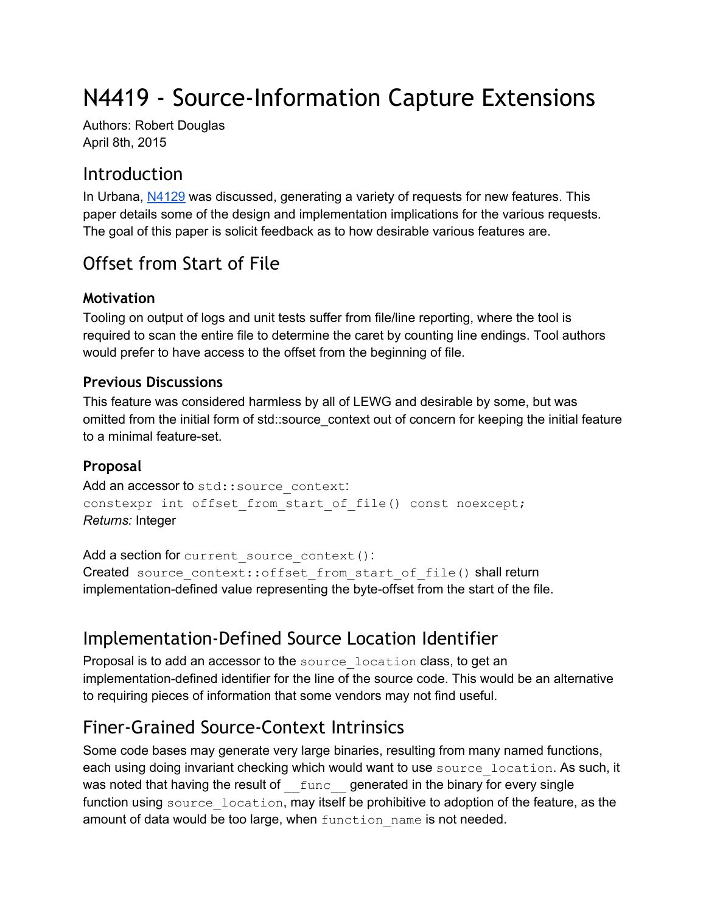# N4419 - Source-Information Capture Extensions

Authors: Robert Douglas
April 8th, 2015

## Introduction

In Urbana, [N4129](N4129) was discussed, generating a variety of requests for new features. This paper details some of the design and implementation implications for the various requests. The goal of this paper is solicit feedback as to how desirable various features are.

## Offset from Start of File

### Motivation

Tooling on output of logs and unit tests suffer from file/line reporting, where the tool is required to scan the entire file to determine the caret by counting line endings. Tool authors would prefer to have access to the offset from the beginning of file.

### Previous Discussions

This feature was considered harmless by all of LEWG and desirable by some, but was omitted from the initial form of std::source_context out of concern for keeping the initial feature to a minimal feature-set.

### Proposal

Add an accessor to `std::source_context`:
`constexpr int offset_from_start_of_file() const noexcept;`
*Returns:* Integer

Add a section for `current_source_context()`:
Created `source_context::offset_from_start_of_file()` shall return implementation-defined value representing the byte-offset from the start of the file.

## Implementation-Defined Source Location Identifier

Proposal is to add an accessor to the `source_location` class, to get an implementation-defined identifier for the line of the source code. This would be an alternative to requiring pieces of information that some vendors may not find useful.

## Finer-Grained Source-Context Intrinsics

Some code bases may generate very large binaries, resulting from many named functions, each using doing invariant checking which would want to use `source_location`. As such, it was noted that having the result of `__func__` generated in the binary for every single function using `source_location`, may itself be prohibitive to adoption of the feature, as the amount of data would be too large, when `function_name` is not needed.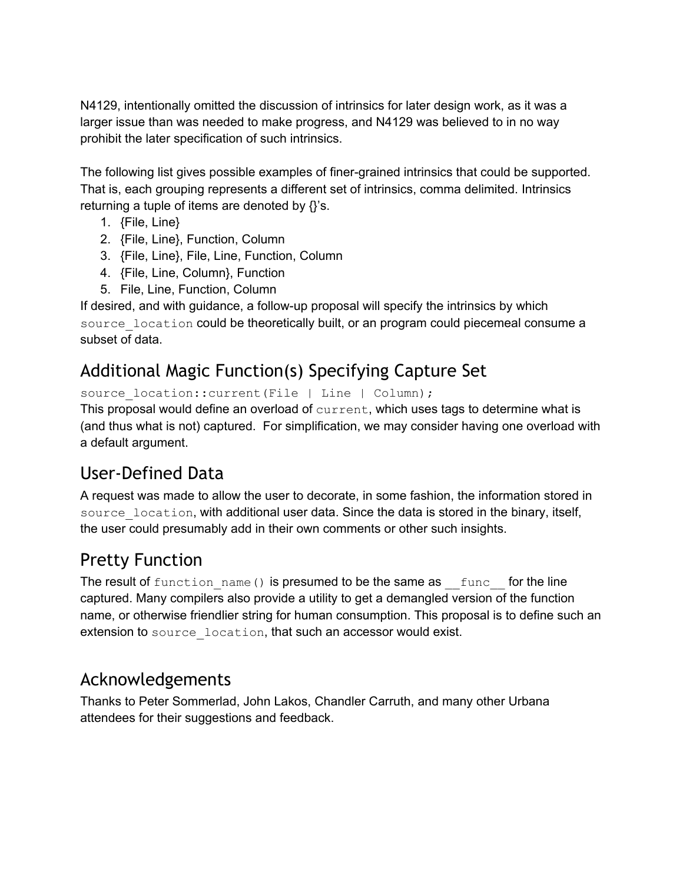N4129, intentionally omitted the discussion of intrinsics for later design work, as it was a larger issue than was needed to make progress, and N4129 was believed to in no way prohibit the later specification of such intrinsics.

The following list gives possible examples of finer-grained intrinsics that could be supported. That is, each grouping represents a different set of intrinsics, comma delimited. Intrinsics returning a tuple of items are denoted by {}'s.

1. {File, Line}
2. {File, Line}, Function, Column
3. {File, Line}, File, Line, Function, Column
4. {File, Line, Column}, Function
5. File, Line, Function, Column

If desired, and with guidance, a follow-up proposal will specify the intrinsics by which `source_location` could be theoretically built, or an program could piecemeal consume a subset of data.

## Additional Magic Function(s) Specifying Capture Set

`source_location::current(File | Line | Column);`

This proposal would define an overload of `current`, which uses tags to determine what is (and thus what is not) captured. For simplification, we may consider having one overload with a default argument.

## User-Defined Data

A request was made to allow the user to decorate, in some fashion, the information stored in `source_location`, with additional user data. Since the data is stored in the binary, itself, the user could presumably add in their own comments or other such insights.

## Pretty Function

The result of `function_name()` is presumed to be the same as `__func__` for the line captured. Many compilers also provide a utility to get a demangled version of the function name, or otherwise friendlier string for human consumption. This proposal is to define such an extension to `source_location`, that such an accessor would exist.

## Acknowledgements

Thanks to Peter Sommerlad, John Lakos, Chandler Carruth, and many other Urbana attendees for their suggestions and feedback.